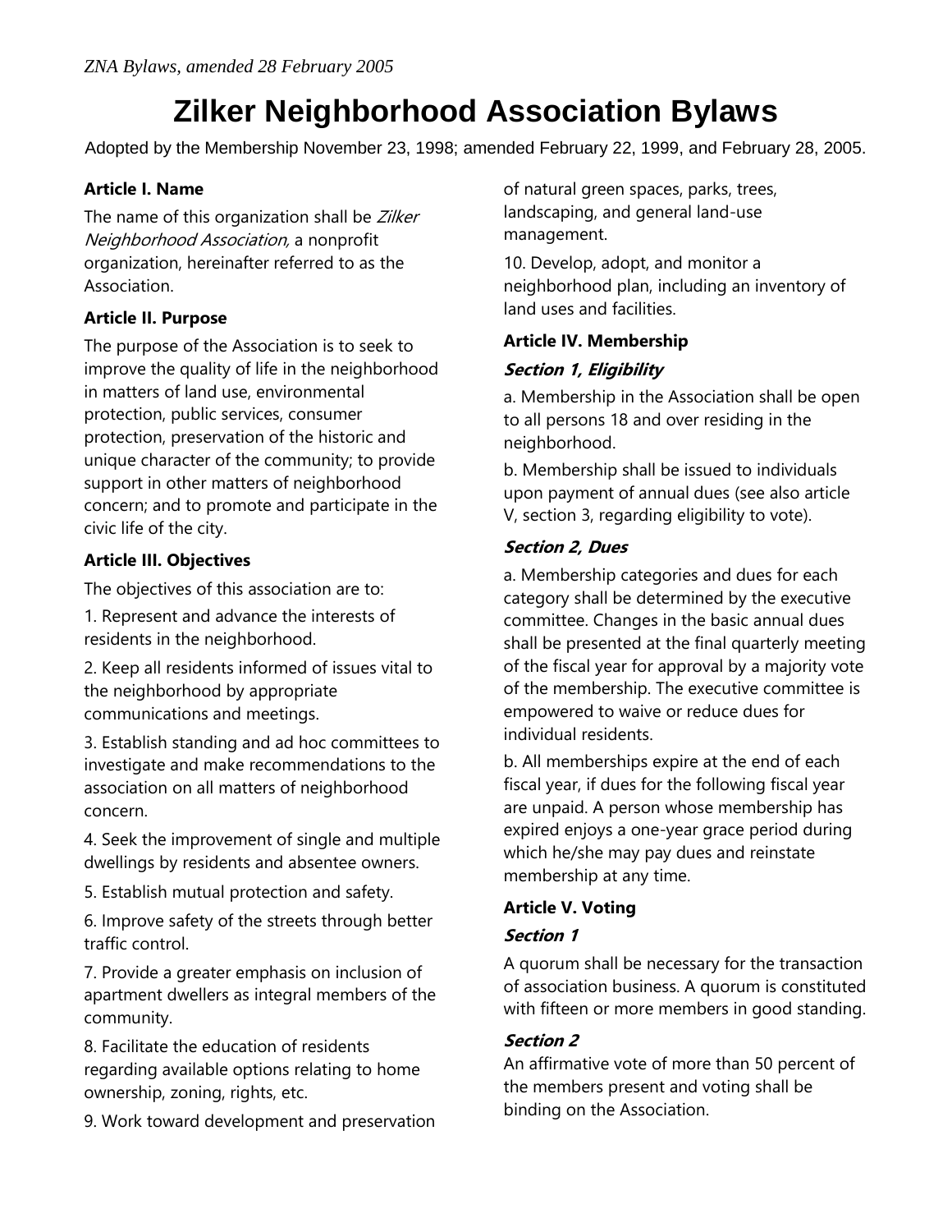# Zilker Neighborhood Association Bylaws

Adopted by the Membership November 23, 1998; amended February 22, 1999, and February 28, 2005.

### Article I. Name

The name of this organization shall be *Zilker Neighborhood Association,* a nonprofit organization, hereinafter referred to as the Association.

### Article II. Purpose

The purpose of the Association is to seek to improve the quality of life in the neighborhood in matters of land use, environmental protection, public services, consumer protection, preservation of the historic and unique character of the community; to provide support in other matters of neighborhood concern; and to promote and participate in the civic life of the city.

### Article III. Objectives

The objectives of this association are to:

1. Represent and advance the interests of residents in the neighborhood.
2. Keep all residents informed of issues vital to the neighborhood by appropriate communications and meetings.
3. Establish standing and ad hoc committees to investigate and make recommendations to the association on all matters of neighborhood concern.
4. Seek the improvement of single and multiple dwellings by residents and absentee owners.
5. Establish mutual protection and safety.
6. Improve safety of the streets through better traffic control.
7. Provide a greater emphasis on inclusion of apartment dwellers as integral members of the community.
8. Facilitate the education of residents regarding available options relating to home ownership, zoning, rights, etc.
9. Work toward development and preservation of natural green spaces, parks, trees, landscaping, and general land-use management.
10. Develop, adopt, and monitor a neighborhood plan, including an inventory of land uses and facilities.

### Article IV. Membership

#### *Section 1, Eligibility*

a. Membership in the Association shall be open to all persons 18 and over residing in the neighborhood.

b. Membership shall be issued to individuals upon payment of annual dues (see also article V, section 3, regarding eligibility to vote).

#### *Section 2, Dues*

a. Membership categories and dues for each category shall be determined by the executive committee. Changes in the basic annual dues shall be presented at the final quarterly meeting of the fiscal year for approval by a majority vote of the membership. The executive committee is empowered to waive or reduce dues for individual residents.

b. All memberships expire at the end of each fiscal year, if dues for the following fiscal year are unpaid. A person whose membership has expired enjoys a one-year grace period during which he/she may pay dues and reinstate membership at any time.

### Article V. Voting

#### *Section 1*

A quorum shall be necessary for the transaction of association business. A quorum is constituted with fifteen or more members in good standing.

#### *Section 2*

An affirmative vote of more than 50 percent of the members present and voting shall be binding on the Association.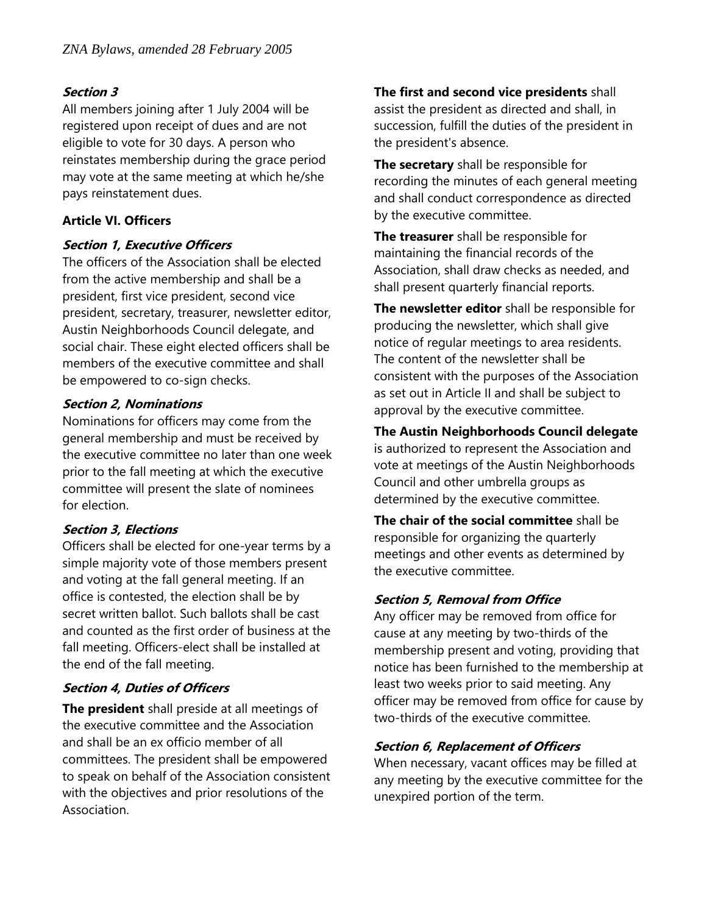***Section 3***

All members joining after 1 July 2004 will be registered upon receipt of dues and are not eligible to vote for 30 days. A person who reinstates membership during the grace period may vote at the same meeting at which he/she pays reinstatement dues.

## Article VI. Officers

***Section 1, Executive Officers***

The officers of the Association shall be elected from the active membership and shall be a president, first vice president, second vice president, secretary, treasurer, newsletter editor, Austin Neighborhoods Council delegate, and social chair. These eight elected officers shall be members of the executive committee and shall be empowered to co-sign checks.

***Section 2, Nominations***

Nominations for officers may come from the general membership and must be received by the executive committee no later than one week prior to the fall meeting at which the executive committee will present the slate of nominees for election.

***Section 3, Elections***

Officers shall be elected for one-year terms by a simple majority vote of those members present and voting at the fall general meeting. If an office is contested, the election shall be by secret written ballot. Such ballots shall be cast and counted as the first order of business at the fall meeting. Officers-elect shall be installed at the end of the fall meeting.

***Section 4, Duties of Officers***

**The president** shall preside at all meetings of the executive committee and the Association and shall be an ex officio member of all committees. The president shall be empowered to speak on behalf of the Association consistent with the objectives and prior resolutions of the Association.

**The first and second vice presidents** shall assist the president as directed and shall, in succession, fulfill the duties of the president in the president's absence.

**The secretary** shall be responsible for recording the minutes of each general meeting and shall conduct correspondence as directed by the executive committee.

**The treasurer** shall be responsible for maintaining the financial records of the Association, shall draw checks as needed, and shall present quarterly financial reports.

**The newsletter editor** shall be responsible for producing the newsletter, which shall give notice of regular meetings to area residents. The content of the newsletter shall be consistent with the purposes of the Association as set out in Article II and shall be subject to approval by the executive committee.

**The Austin Neighborhoods Council delegate** is authorized to represent the Association and vote at meetings of the Austin Neighborhoods Council and other umbrella groups as determined by the executive committee.

**The chair of the social committee** shall be responsible for organizing the quarterly meetings and other events as determined by the executive committee.

***Section 5, Removal from Office***

Any officer may be removed from office for cause at any meeting by two-thirds of the membership present and voting, providing that notice has been furnished to the membership at least two weeks prior to said meeting. Any officer may be removed from office for cause by two-thirds of the executive committee.

***Section 6, Replacement of Officers***

When necessary, vacant offices may be filled at any meeting by the executive committee for the unexpired portion of the term.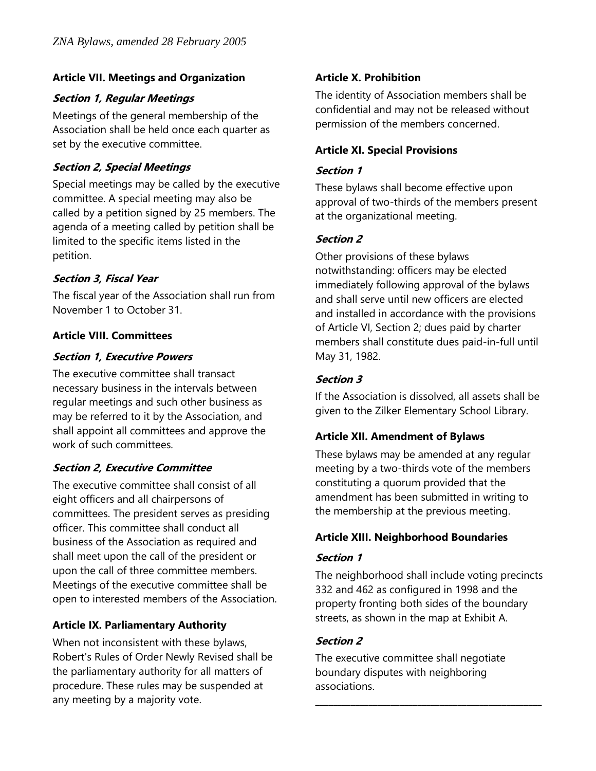## Article VII. Meetings and Organization

### *Section 1, Regular Meetings*

Meetings of the general membership of the Association shall be held once each quarter as set by the executive committee.

### *Section 2, Special Meetings*

Special meetings may be called by the executive committee. A special meeting may also be called by a petition signed by 25 members. The agenda of a meeting called by petition shall be limited to the specific items listed in the petition.

### *Section 3, Fiscal Year*

The fiscal year of the Association shall run from November 1 to October 31.

## Article VIII. Committees

### *Section 1, Executive Powers*

The executive committee shall transact necessary business in the intervals between regular meetings and such other business as may be referred to it by the Association, and shall appoint all committees and approve the work of such committees.

### *Section 2, Executive Committee*

The executive committee shall consist of all eight officers and all chairpersons of committees. The president serves as presiding officer. This committee shall conduct all business of the Association as required and shall meet upon the call of the president or upon the call of three committee members. Meetings of the executive committee shall be open to interested members of the Association.

## Article IX. Parliamentary Authority

When not inconsistent with these bylaws, Robert's Rules of Order Newly Revised shall be the parliamentary authority for all matters of procedure. These rules may be suspended at any meeting by a majority vote.

## Article X. Prohibition

The identity of Association members shall be confidential and may not be released without permission of the members concerned.

## Article XI. Special Provisions

### *Section 1*

These bylaws shall become effective upon approval of two-thirds of the members present at the organizational meeting.

### *Section 2*

Other provisions of these bylaws notwithstanding: officers may be elected immediately following approval of the bylaws and shall serve until new officers are elected and installed in accordance with the provisions of Article VI, Section 2; dues paid by charter members shall constitute dues paid-in-full until May 31, 1982.

### *Section 3*

If the Association is dissolved, all assets shall be given to the Zilker Elementary School Library.

## Article XII. Amendment of Bylaws

These bylaws may be amended at any regular meeting by a two-thirds vote of the members constituting a quorum provided that the amendment has been submitted in writing to the membership at the previous meeting.

## Article XIII. Neighborhood Boundaries

### *Section 1*

The neighborhood shall include voting precincts 332 and 462 as configured in 1998 and the property fronting both sides of the boundary streets, as shown in the map at Exhibit A.

### *Section 2*

The executive committee shall negotiate boundary disputes with neighboring associations.

---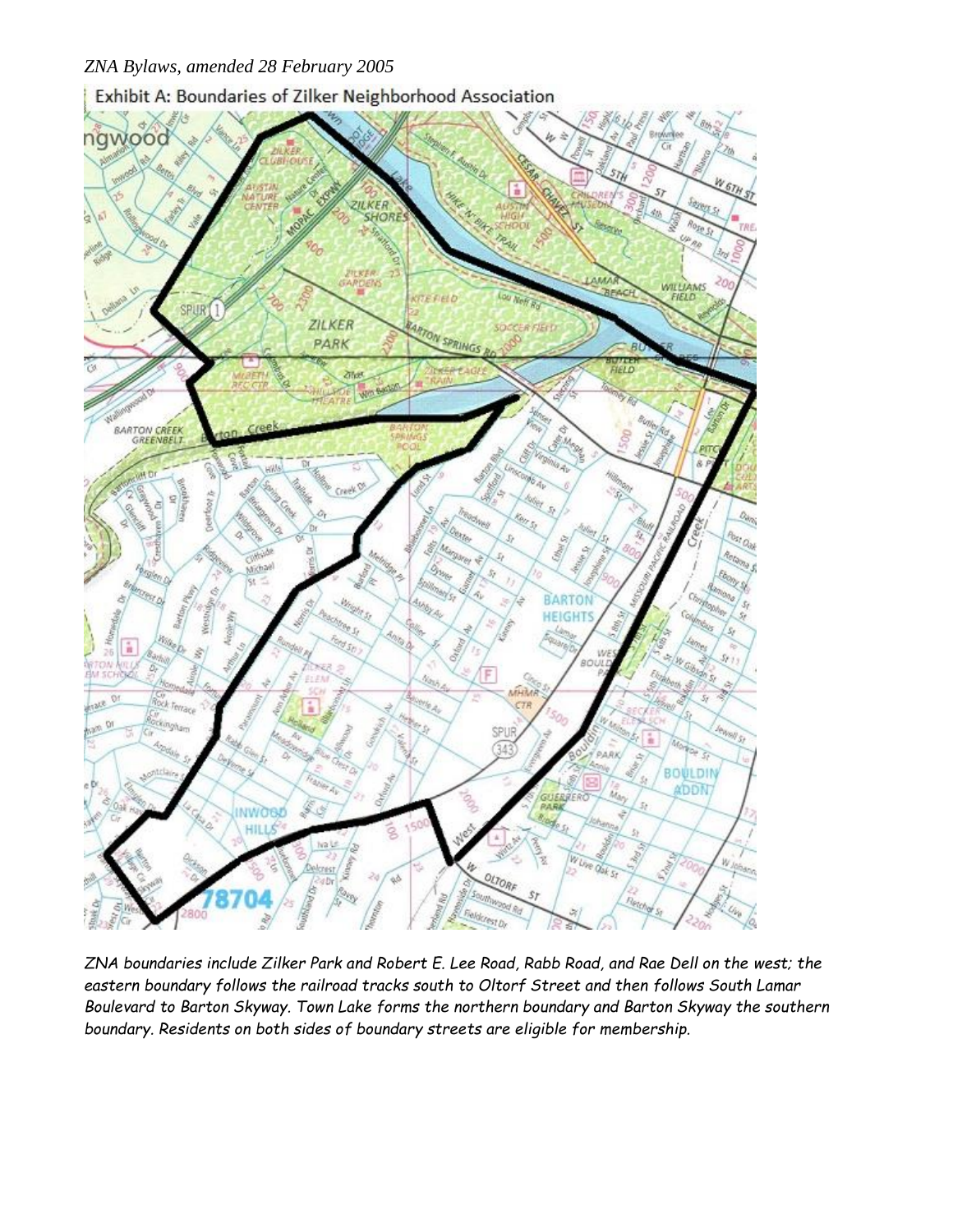*ZNA Bylaws, amended 28 February 2005*

Exhibit A: Boundaries of Zilker Neighborhood Association

*ZNA boundaries include Zilker Park and Robert E. Lee Road, Rabb Road, and Rae Dell on the west; the eastern boundary follows the railroad tracks south to Oltorf Street and then follows South Lamar Boulevard to Barton Skyway. Town Lake forms the northern boundary and Barton Skyway the southern boundary. Residents on both sides of boundary streets are eligible for membership.*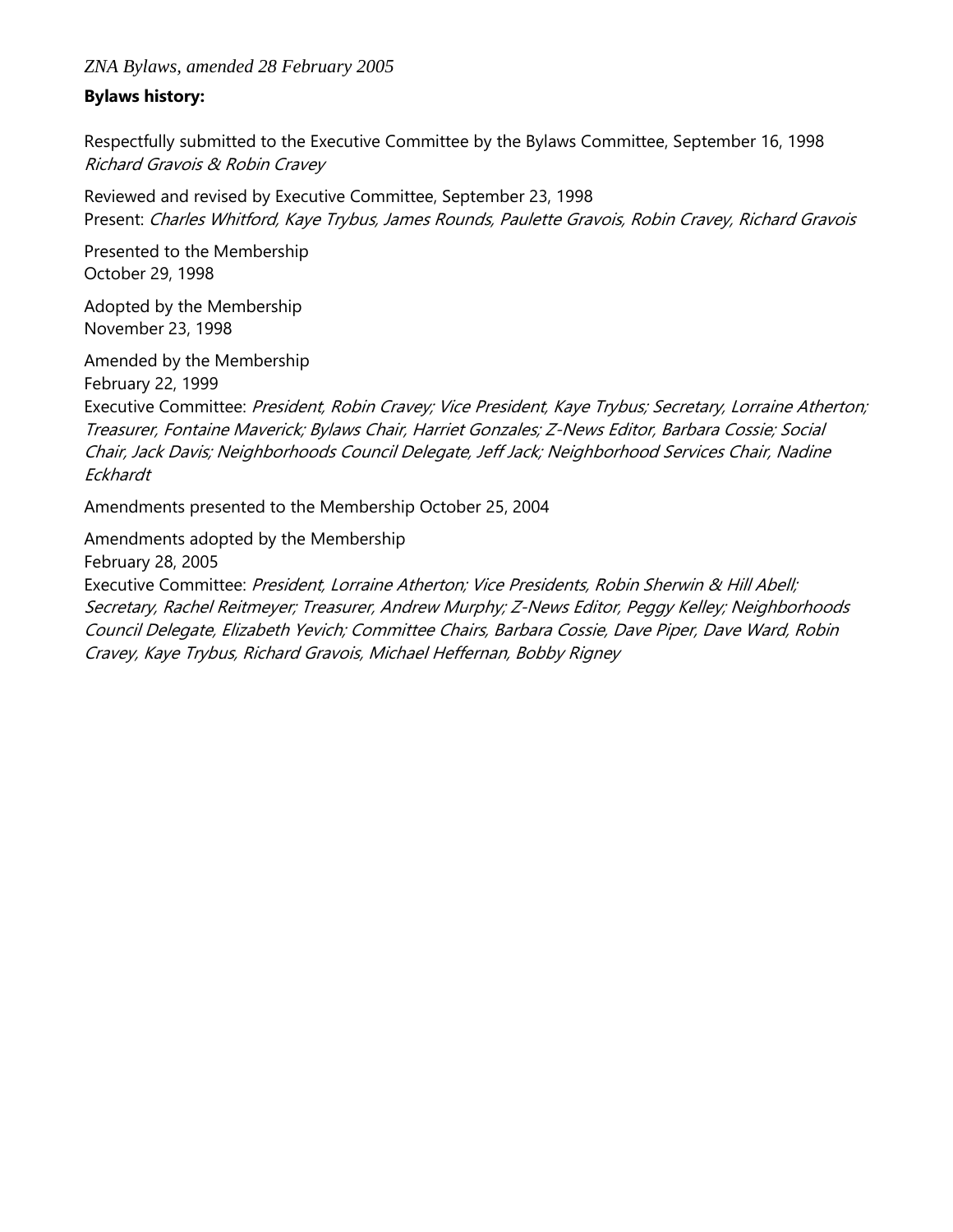*ZNA Bylaws, amended 28 February 2005*

**Bylaws history:**

Respectfully submitted to the Executive Committee by the Bylaws Committee, September 16, 1998
*Richard Gravois & Robin Cravey*

Reviewed and revised by Executive Committee, September 23, 1998
Present: *Charles Whitford, Kaye Trybus, James Rounds, Paulette Gravois, Robin Cravey, Richard Gravois*

Presented to the Membership
October 29, 1998

Adopted by the Membership
November 23, 1998

Amended by the Membership
February 22, 1999
Executive Committee: *President, Robin Cravey; Vice President, Kaye Trybus; Secretary, Lorraine Atherton; Treasurer, Fontaine Maverick; Bylaws Chair, Harriet Gonzales; Z-News Editor, Barbara Cossie; Social Chair, Jack Davis; Neighborhoods Council Delegate, Jeff Jack; Neighborhood Services Chair, Nadine Eckhardt*

Amendments presented to the Membership October 25, 2004

Amendments adopted by the Membership
February 28, 2005
Executive Committee: *President, Lorraine Atherton; Vice Presidents, Robin Sherwin & Hill Abell; Secretary, Rachel Reitmeyer; Treasurer, Andrew Murphy; Z-News Editor, Peggy Kelley; Neighborhoods Council Delegate, Elizabeth Yevich; Committee Chairs, Barbara Cossie, Dave Piper, Dave Ward, Robin Cravey, Kaye Trybus, Richard Gravois, Michael Heffernan, Bobby Rigney*